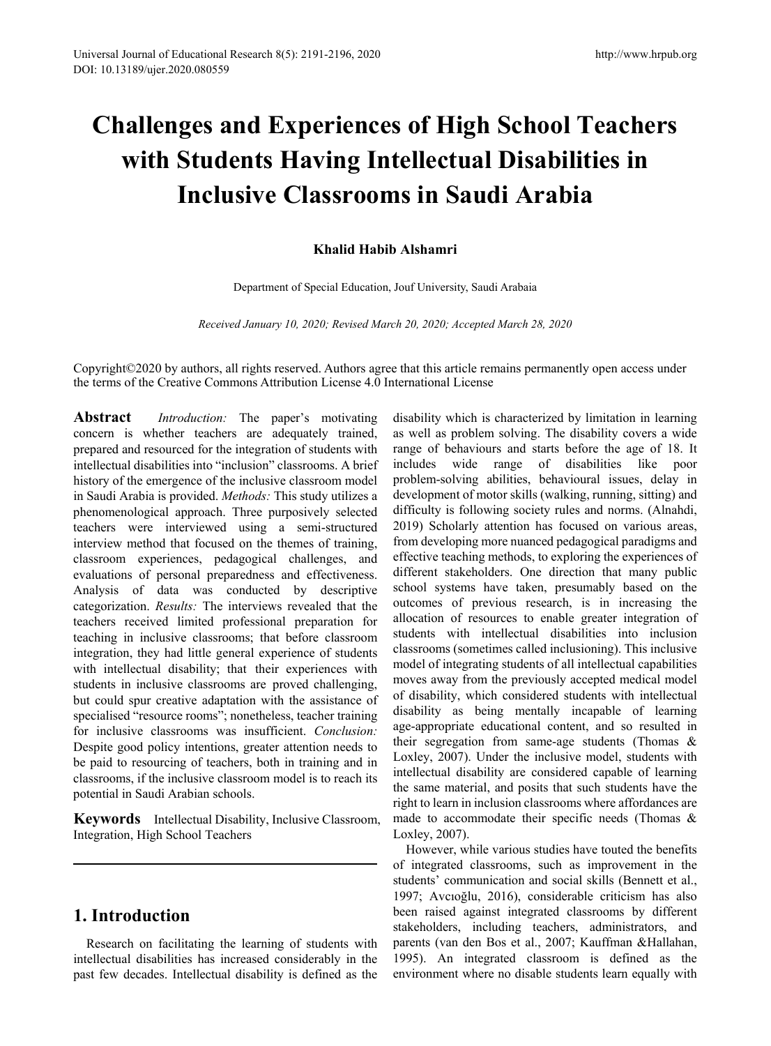# Challenges and Experiences of High School Teachers with Students Having Intellectual Disabilities in Inclusive Classrooms in Saudi Arabia

**Khalid Habib Alshamri**

Department of Special Education, Jouf University, Saudi Arabaia

*Received January 10, 2020; Revised March 20, 2020; Accepted March 28, 2020*

Copyright©2020 by authors, all rights reserved. Authors agree that this article remains permanently open access under the terms of the Creative Commons Attribution License 4.0 International License

**Abstract** *Introduction:* The paper's motivating concern is whether teachers are adequately trained, prepared and resourced for the integration of students with intellectual disabilities into "inclusion" classrooms. A brief history of the emergence of the inclusive classroom model in Saudi Arabia is provided. *Methods:* This study utilizes a phenomenological approach. Three purposively selected teachers were interviewed using a semi-structured interview method that focused on the themes of training, classroom experiences, pedagogical challenges, and evaluations of personal preparedness and effectiveness. Analysis of data was conducted by descriptive categorization. *Results:* The interviews revealed that the teachers received limited professional preparation for teaching in inclusive classrooms; that before classroom integration, they had little general experience of students with intellectual disability; that their experiences with students in inclusive classrooms are proved challenging, but could spur creative adaptation with the assistance of specialised "resource rooms"; nonetheless, teacher training for inclusive classrooms was insufficient. *Conclusion:* Despite good policy intentions, greater attention needs to be paid to resourcing of teachers, both in training and in classrooms, if the inclusive classroom model is to reach its potential in Saudi Arabian schools.

**Keywords** Intellectual Disability, Inclusive Classroom, Integration, High School Teachers

## 1. Introduction

Research on facilitating the learning of students with intellectual disabilities has increased considerably in the past few decades. Intellectual disability is defined as the disability which is characterized by limitation in learning as well as problem solving. The disability covers a wide range of behaviours and starts before the age of 18. It includes wide range of disabilities like poor problem-solving abilities, behavioural issues, delay in development of motor skills (walking, running, sitting) and difficulty is following society rules and norms. (Alnahdi, 2019) Scholarly attention has focused on various areas, from developing more nuanced pedagogical paradigms and effective teaching methods, to exploring the experiences of different stakeholders. One direction that many public school systems have taken, presumably based on the outcomes of previous research, is in increasing the allocation of resources to enable greater integration of students with intellectual disabilities into inclusion classrooms (sometimes called inclusioning). This inclusive model of integrating students of all intellectual capabilities moves away from the previously accepted medical model of disability, which considered students with intellectual disability as being mentally incapable of learning age-appropriate educational content, and so resulted in their segregation from same-age students (Thomas & Loxley, 2007). Under the inclusive model, students with intellectual disability are considered capable of learning the same material, and posits that such students have the right to learn in inclusion classrooms where affordances are made to accommodate their specific needs (Thomas & Loxley, 2007).

However, while various studies have touted the benefits of integrated classrooms, such as improvement in the students' communication and social skills (Bennett et al., 1997; Avcıoğlu, 2016), considerable criticism has also been raised against integrated classrooms by different stakeholders, including teachers, administrators, and parents (van den Bos et al., 2007; Kauffman &Hallahan, 1995). An integrated classroom is defined as the environment where no disable students learn equally with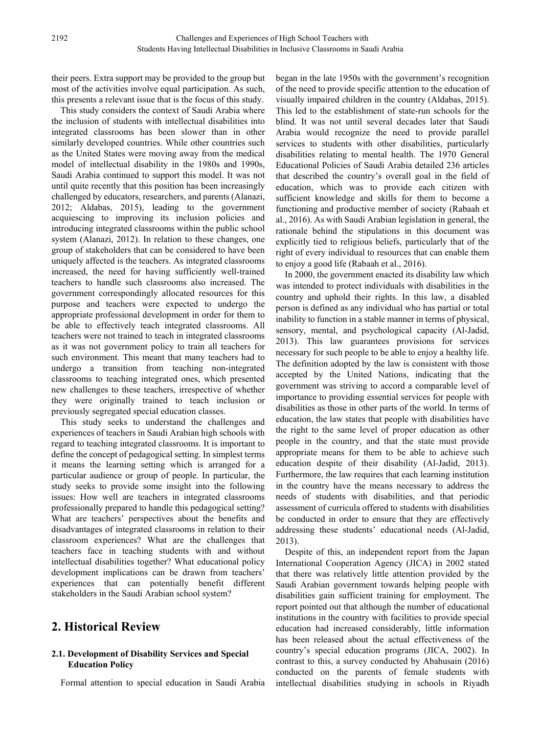their peers. Extra support may be provided to the group but most of the activities involve equal participation. As such, this presents a relevant issue that is the focus of this study.

This study considers the context of Saudi Arabia where the inclusion of students with intellectual disabilities into integrated classrooms has been slower than in other similarly developed countries. While other countries such as the United States were moving away from the medical model of intellectual disability in the 1980s and 1990s, Saudi Arabia continued to support this model. It was not until quite recently that this position has been increasingly challenged by educators, researchers, and parents (Alanazi, 2012; Aldabas, 2015), leading to the government acquiescing to improving its inclusion policies and introducing integrated classrooms within the public school system (Alanazi, 2012). In relation to these changes, one group of stakeholders that can be considered to have been uniquely affected is the teachers. As integrated classrooms increased, the need for having sufficiently well-trained teachers to handle such classrooms also increased. The government correspondingly allocated resources for this purpose and teachers were expected to undergo the appropriate professional development in order for them to be able to effectively teach integrated classrooms. All teachers were not trained to teach in integrated classrooms as it was not government policy to train all teachers for such environment. This meant that many teachers had to undergo a transition from teaching non-integrated classrooms to teaching integrated ones, which presented new challenges to these teachers, irrespective of whether they were originally trained to teach inclusion or previously segregated special education classes.

This study seeks to understand the challenges and experiences of teachers in Saudi Arabian high schools with regard to teaching integrated classrooms. It is important to define the concept of pedagogical setting. In simplest terms it means the learning setting which is arranged for a particular audience or group of people. In particular, the study seeks to provide some insight into the following issues: How well are teachers in integrated classrooms professionally prepared to handle this pedagogical setting? What are teachers' perspectives about the benefits and disadvantages of integrated classrooms in relation to their classroom experiences? What are the challenges that teachers face in teaching students with and without intellectual disabilities together? What educational policy development implications can be drawn from teachers' experiences that can potentially benefit different stakeholders in the Saudi Arabian school system?

## 2. Historical Review

### 2.1. Development of Disability Services and Special Education Policy

Formal attention to special education in Saudi Arabia began in the late 1950s with the government's recognition of the need to provide specific attention to the education of visually impaired children in the country (Aldabas, 2015). This led to the establishment of state-run schools for the blind. It was not until several decades later that Saudi Arabia would recognize the need to provide parallel services to students with other disabilities, particularly disabilities relating to mental health. The 1970 General Educational Policies of Saudi Arabia detailed 236 articles that described the country's overall goal in the field of education, which was to provide each citizen with sufficient knowledge and skills for them to become a functioning and productive member of society (Rabaah et al., 2016). As with Saudi Arabian legislation in general, the rationale behind the stipulations in this document was explicitly tied to religious beliefs, particularly that of the right of every individual to resources that can enable them to enjoy a good life (Rabaah et al., 2016).

In 2000, the government enacted its disability law which was intended to protect individuals with disabilities in the country and uphold their rights. In this law, a disabled person is defined as any individual who has partial or total inability to function in a stable manner in terms of physical, sensory, mental, and psychological capacity (Al-Jadid, 2013). This law guarantees provisions for services necessary for such people to be able to enjoy a healthy life. The definition adopted by the law is consistent with those accepted by the United Nations, indicating that the government was striving to accord a comparable level of importance to providing essential services for people with disabilities as those in other parts of the world. In terms of education, the law states that people with disabilities have the right to the same level of proper education as other people in the country, and that the state must provide appropriate means for them to be able to achieve such education despite of their disability (Al-Jadid, 2013). Furthermore, the law requires that each learning institution in the country have the means necessary to address the needs of students with disabilities, and that periodic assessment of curricula offered to students with disabilities be conducted in order to ensure that they are effectively addressing these students' educational needs (Al-Jadid, 2013).

Despite of this, an independent report from the Japan International Cooperation Agency (JICA) in 2002 stated that there was relatively little attention provided by the Saudi Arabian government towards helping people with disabilities gain sufficient training for employment. The report pointed out that although the number of educational institutions in the country with facilities to provide special education had increased considerably, little information has been released about the actual effectiveness of the country's special education programs (JICA, 2002). In contrast to this, a survey conducted by Abahusain (2016) conducted on the parents of female students with intellectual disabilities studying in schools in Riyadh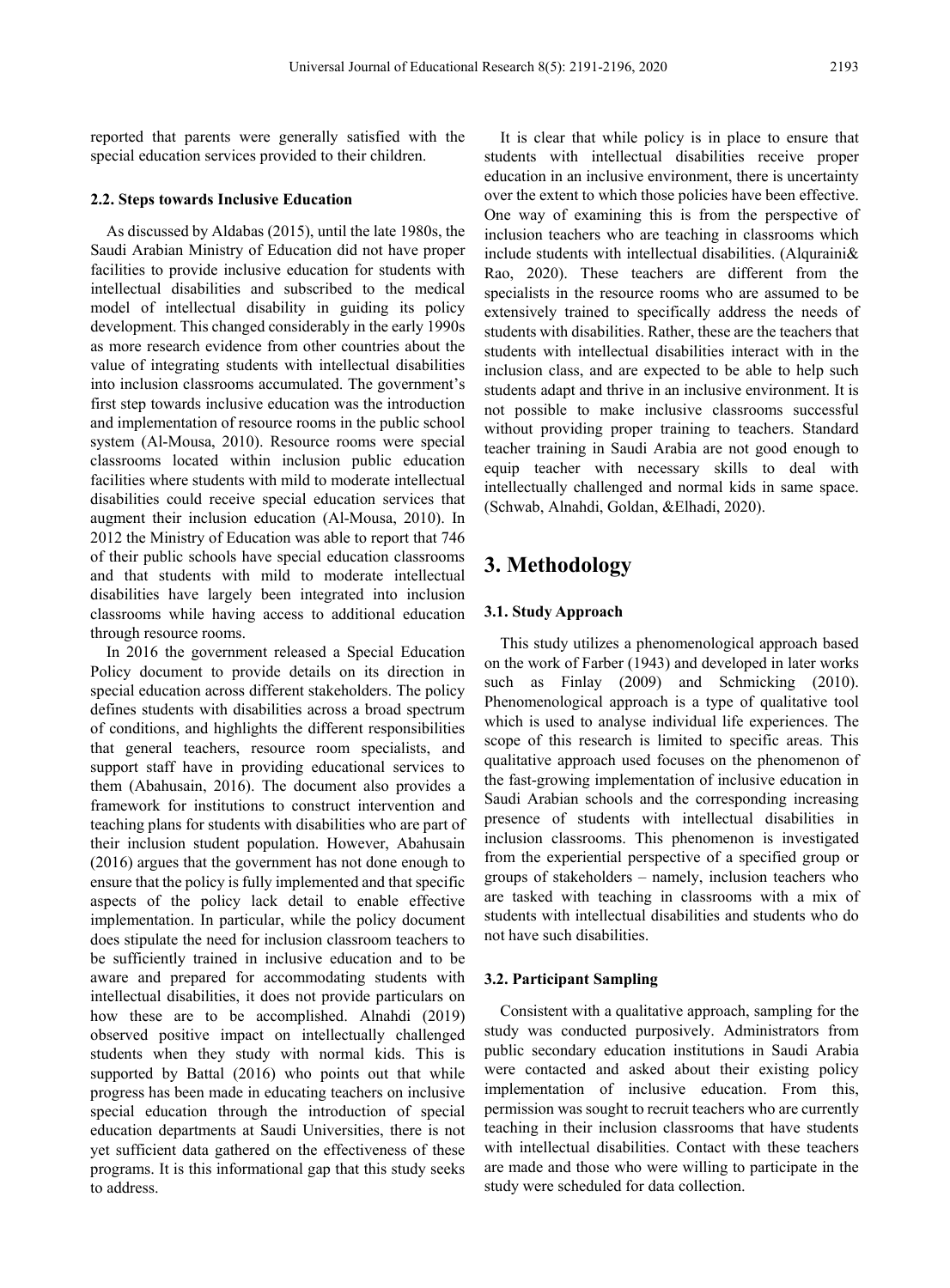reported that parents were generally satisfied with the special education services provided to their children.

### 2.2. Steps towards Inclusive Education

As discussed by Aldabas (2015), until the late 1980s, the Saudi Arabian Ministry of Education did not have proper facilities to provide inclusive education for students with intellectual disabilities and subscribed to the medical model of intellectual disability in guiding its policy development. This changed considerably in the early 1990s as more research evidence from other countries about the value of integrating students with intellectual disabilities into inclusion classrooms accumulated. The government's first step towards inclusive education was the introduction and implementation of resource rooms in the public school system (Al-Mousa, 2010). Resource rooms were special classrooms located within inclusion public education facilities where students with mild to moderate intellectual disabilities could receive special education services that augment their inclusion education (Al-Mousa, 2010). In 2012 the Ministry of Education was able to report that 746 of their public schools have special education classrooms and that students with mild to moderate intellectual disabilities have largely been integrated into inclusion classrooms while having access to additional education through resource rooms.

In 2016 the government released a Special Education Policy document to provide details on its direction in special education across different stakeholders. The policy defines students with disabilities across a broad spectrum of conditions, and highlights the different responsibilities that general teachers, resource room specialists, and support staff have in providing educational services to them (Abahusain, 2016). The document also provides a framework for institutions to construct intervention and teaching plans for students with disabilities who are part of their inclusion student population. However, Abahusain (2016) argues that the government has not done enough to ensure that the policy is fully implemented and that specific aspects of the policy lack detail to enable effective implementation. In particular, while the policy document does stipulate the need for inclusion classroom teachers to be sufficiently trained in inclusive education and to be aware and prepared for accommodating students with intellectual disabilities, it does not provide particulars on how these are to be accomplished. Alnahdi (2019) observed positive impact on intellectually challenged students when they study with normal kids. This is supported by Battal (2016) who points out that while progress has been made in educating teachers on inclusive special education through the introduction of special education departments at Saudi Universities, there is not yet sufficient data gathered on the effectiveness of these programs. It is this informational gap that this study seeks to address.

It is clear that while policy is in place to ensure that students with intellectual disabilities receive proper education in an inclusive environment, there is uncertainty over the extent to which those policies have been effective. One way of examining this is from the perspective of inclusion teachers who are teaching in classrooms which include students with intellectual disabilities. (Alquraini& Rao, 2020). These teachers are different from the specialists in the resource rooms who are assumed to be extensively trained to specifically address the needs of students with disabilities. Rather, these are the teachers that students with intellectual disabilities interact with in the inclusion class, and are expected to be able to help such students adapt and thrive in an inclusive environment. It is not possible to make inclusive classrooms successful without providing proper training to teachers. Standard teacher training in Saudi Arabia are not good enough to equip teacher with necessary skills to deal with intellectually challenged and normal kids in same space. (Schwab, Alnahdi, Goldan, &Elhadi, 2020).

# 3. Methodology

### 3.1. Study Approach

This study utilizes a phenomenological approach based on the work of Farber (1943) and developed in later works such as Finlay (2009) and Schmicking (2010). Phenomenological approach is a type of qualitative tool which is used to analyse individual life experiences. The scope of this research is limited to specific areas. This qualitative approach used focuses on the phenomenon of the fast-growing implementation of inclusive education in Saudi Arabian schools and the corresponding increasing presence of students with intellectual disabilities in inclusion classrooms. This phenomenon is investigated from the experiential perspective of a specified group or groups of stakeholders – namely, inclusion teachers who are tasked with teaching in classrooms with a mix of students with intellectual disabilities and students who do not have such disabilities.

### 3.2. Participant Sampling

Consistent with a qualitative approach, sampling for the study was conducted purposively. Administrators from public secondary education institutions in Saudi Arabia were contacted and asked about their existing policy implementation of inclusive education. From this, permission was sought to recruit teachers who are currently teaching in their inclusion classrooms that have students with intellectual disabilities. Contact with these teachers are made and those who were willing to participate in the study were scheduled for data collection.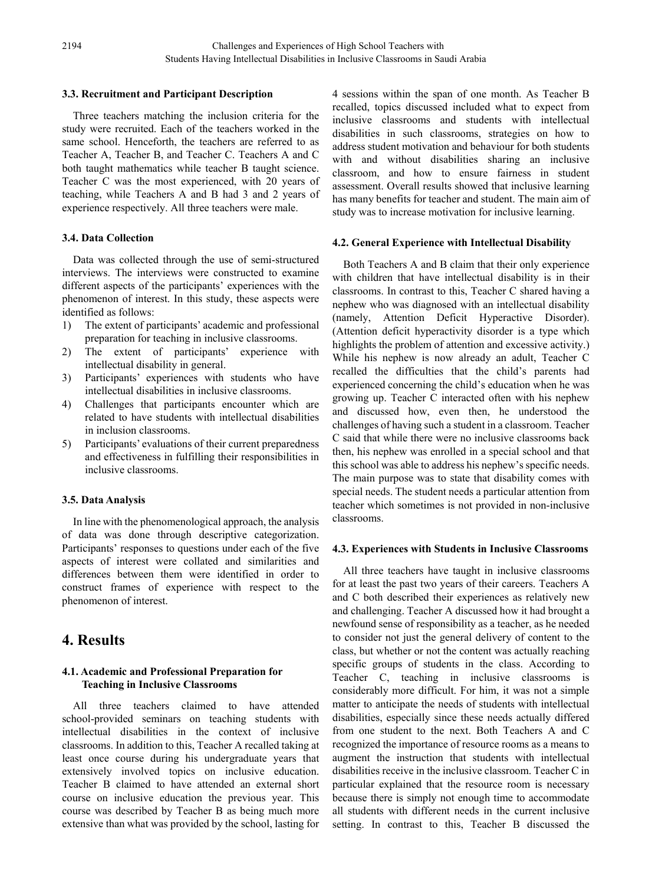### 3.3. Recruitment and Participant Description

Three teachers matching the inclusion criteria for the study were recruited. Each of the teachers worked in the same school. Henceforth, the teachers are referred to as Teacher A, Teacher B, and Teacher C. Teachers A and C both taught mathematics while teacher B taught science. Teacher C was the most experienced, with 20 years of teaching, while Teachers A and B had 3 and 2 years of experience respectively. All three teachers were male.

### 3.4. Data Collection

Data was collected through the use of semi-structured interviews. The interviews were constructed to examine different aspects of the participants' experiences with the phenomenon of interest. In this study, these aspects were identified as follows:

1) The extent of participants' academic and professional preparation for teaching in inclusive classrooms.
2) The extent of participants' experience with intellectual disability in general.
3) Participants' experiences with students who have intellectual disabilities in inclusive classrooms.
4) Challenges that participants encounter which are related to have students with intellectual disabilities in inclusion classrooms.
5) Participants' evaluations of their current preparedness and effectiveness in fulfilling their responsibilities in inclusive classrooms.

### 3.5. Data Analysis

In line with the phenomenological approach, the analysis of data was done through descriptive categorization. Participants' responses to questions under each of the five aspects of interest were collated and similarities and differences between them were identified in order to construct frames of experience with respect to the phenomenon of interest.

## 4. Results

### 4.1. Academic and Professional Preparation for Teaching in Inclusive Classrooms

All three teachers claimed to have attended school-provided seminars on teaching students with intellectual disabilities in the context of inclusive classrooms. In addition to this, Teacher A recalled taking at least once course during his undergraduate years that extensively involved topics on inclusive education. Teacher B claimed to have attended an external short course on inclusive education the previous year. This course was described by Teacher B as being much more extensive than what was provided by the school, lasting for 4 sessions within the span of one month. As Teacher B recalled, topics discussed included what to expect from inclusive classrooms and students with intellectual disabilities in such classrooms, strategies on how to address student motivation and behaviour for both students with and without disabilities sharing an inclusive classroom, and how to ensure fairness in student assessment. Overall results showed that inclusive learning has many benefits for teacher and student. The main aim of study was to increase motivation for inclusive learning.

### 4.2. General Experience with Intellectual Disability

Both Teachers A and B claim that their only experience with children that have intellectual disability is in their classrooms. In contrast to this, Teacher C shared having a nephew who was diagnosed with an intellectual disability (namely, Attention Deficit Hyperactive Disorder). (Attention deficit hyperactivity disorder is a type which highlights the problem of attention and excessive activity.) While his nephew is now already an adult, Teacher C recalled the difficulties that the child's parents had experienced concerning the child's education when he was growing up. Teacher C interacted often with his nephew and discussed how, even then, he understood the challenges of having such a student in a classroom. Teacher C said that while there were no inclusive classrooms back then, his nephew was enrolled in a special school and that this school was able to address his nephew's specific needs. The main purpose was to state that disability comes with special needs. The student needs a particular attention from teacher which sometimes is not provided in non-inclusive classrooms.

### 4.3. Experiences with Students in Inclusive Classrooms

All three teachers have taught in inclusive classrooms for at least the past two years of their careers. Teachers A and C both described their experiences as relatively new and challenging. Teacher A discussed how it had brought a newfound sense of responsibility as a teacher, as he needed to consider not just the general delivery of content to the class, but whether or not the content was actually reaching specific groups of students in the class. According to Teacher C, teaching in inclusive classrooms is considerably more difficult. For him, it was not a simple matter to anticipate the needs of students with intellectual disabilities, especially since these needs actually differed from one student to the next. Both Teachers A and C recognized the importance of resource rooms as a means to augment the instruction that students with intellectual disabilities receive in the inclusive classroom. Teacher C in particular explained that the resource room is necessary because there is simply not enough time to accommodate all students with different needs in the current inclusive setting. In contrast to this, Teacher B discussed the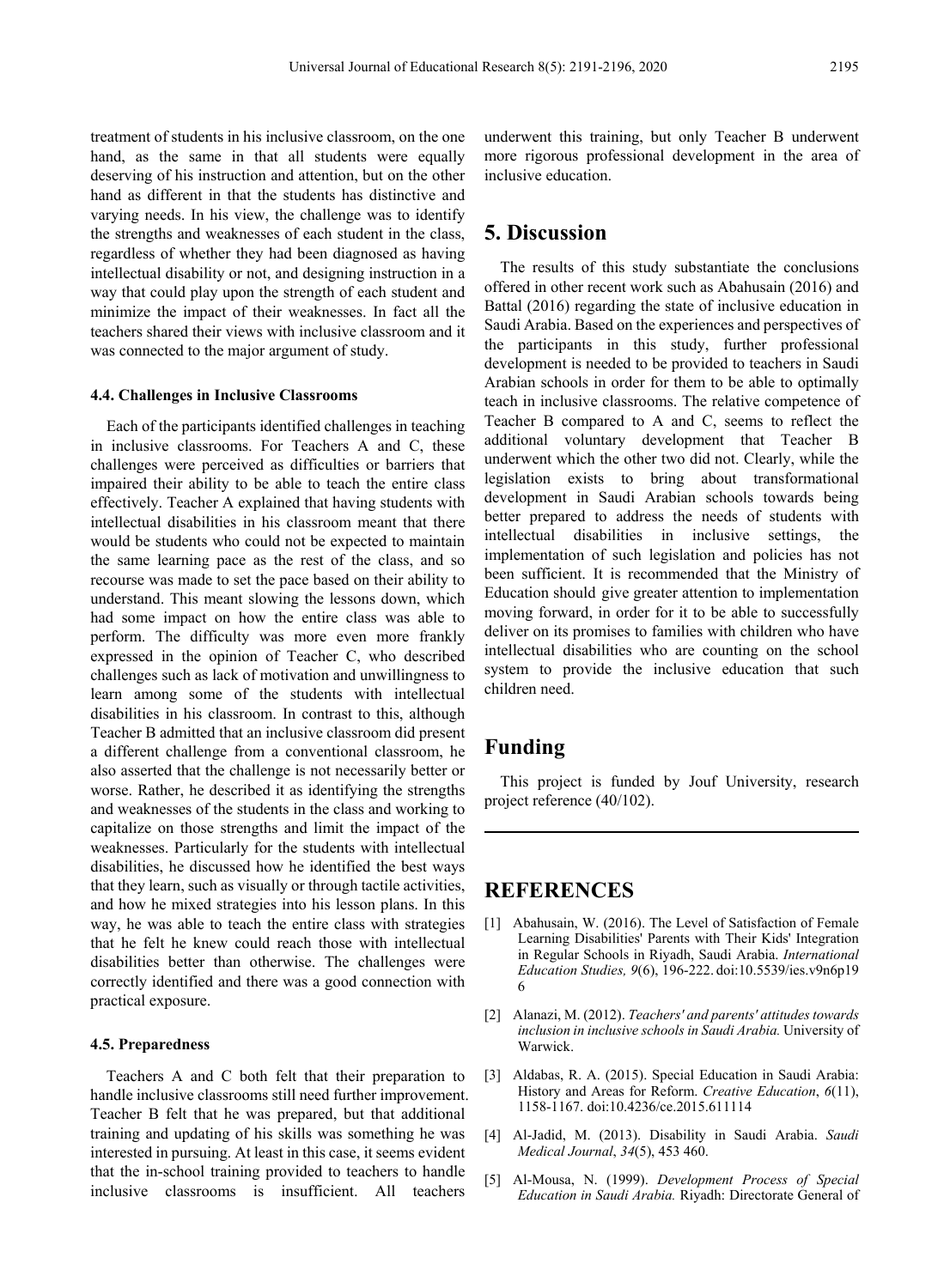treatment of students in his inclusive classroom, on the one hand, as the same in that all students were equally deserving of his instruction and attention, but on the other hand as different in that the students has distinctive and varying needs. In his view, the challenge was to identify the strengths and weaknesses of each student in the class, regardless of whether they had been diagnosed as having intellectual disability or not, and designing instruction in a way that could play upon the strength of each student and minimize the impact of their weaknesses. In fact all the teachers shared their views with inclusive classroom and it was connected to the major argument of study.

### 4.4. Challenges in Inclusive Classrooms

Each of the participants identified challenges in teaching in inclusive classrooms. For Teachers A and C, these challenges were perceived as difficulties or barriers that impaired their ability to be able to teach the entire class effectively. Teacher A explained that having students with intellectual disabilities in his classroom meant that there would be students who could not be expected to maintain the same learning pace as the rest of the class, and so recourse was made to set the pace based on their ability to understand. This meant slowing the lessons down, which had some impact on how the entire class was able to perform. The difficulty was more even more frankly expressed in the opinion of Teacher C, who described challenges such as lack of motivation and unwillingness to learn among some of the students with intellectual disabilities in his classroom. In contrast to this, although Teacher B admitted that an inclusive classroom did present a different challenge from a conventional classroom, he also asserted that the challenge is not necessarily better or worse. Rather, he described it as identifying the strengths and weaknesses of the students in the class and working to capitalize on those strengths and limit the impact of the weaknesses. Particularly for the students with intellectual disabilities, he discussed how he identified the best ways that they learn, such as visually or through tactile activities, and how he mixed strategies into his lesson plans. In this way, he was able to teach the entire class with strategies that he felt he knew could reach those with intellectual disabilities better than otherwise. The challenges were correctly identified and there was a good connection with practical exposure.

### 4.5. Preparedness

Teachers A and C both felt that their preparation to handle inclusive classrooms still need further improvement. Teacher B felt that he was prepared, but that additional training and updating of his skills was something he was interested in pursuing. At least in this case, it seems evident that the in-school training provided to teachers to handle inclusive classrooms is insufficient. All teachers underwent this training, but only Teacher B underwent more rigorous professional development in the area of inclusive education.

## 5. Discussion

The results of this study substantiate the conclusions offered in other recent work such as Abahusain (2016) and Battal (2016) regarding the state of inclusive education in Saudi Arabia. Based on the experiences and perspectives of the participants in this study, further professional development is needed to be provided to teachers in Saudi Arabian schools in order for them to be able to optimally teach in inclusive classrooms. The relative competence of Teacher B compared to A and C, seems to reflect the additional voluntary development that Teacher B underwent which the other two did not. Clearly, while the legislation exists to bring about transformational development in Saudi Arabian schools towards being better prepared to address the needs of students with intellectual disabilities in inclusive settings, the implementation of such legislation and policies has not been sufficient. It is recommended that the Ministry of Education should give greater attention to implementation moving forward, in order for it to be able to successfully deliver on its promises to families with children who have intellectual disabilities who are counting on the school system to provide the inclusive education that such children need.

## Funding

This project is funded by Jouf University, research project reference (40/102).

## REFERENCES

[1] Abahusain, W. (2016). The Level of Satisfaction of Female Learning Disabilities' Parents with Their Kids' Integration in Regular Schools in Riyadh, Saudi Arabia. *International Education Studies, 9*(6), 196-222. doi:10.5539/ies.v9n6p196

[2] Alanazi, M. (2012). *Teachers' and parents' attitudes towards inclusion in inclusive schools in Saudi Arabia.* University of Warwick.

[3] Aldabas, R. A. (2015). Special Education in Saudi Arabia: History and Areas for Reform. *Creative Education*, *6*(11), 1158-1167. doi:10.4236/ce.2015.611114

[4] Al-Jadid, M. (2013). Disability in Saudi Arabia. *Saudi Medical Journal*, *34*(5), 453 460.

[5] Al-Mousa, N. (1999). *Development Process of Special Education in Saudi Arabia.* Riyadh: Directorate General of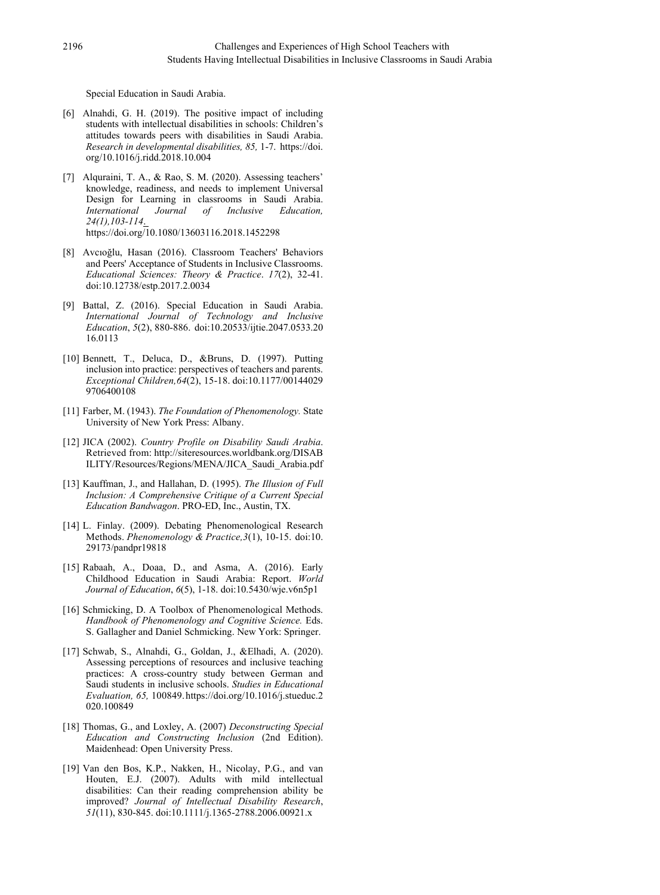Special Education in Saudi Arabia.

[6] Alnahdi, G. H. (2019). The positive impact of including students with intellectual disabilities in schools: Children's attitudes towards peers with disabilities in Saudi Arabia. *Research in developmental disabilities, 85,* 1-7. https://doi.org/10.1016/j.ridd.2018.10.004

[7] Alquraini, T. A., & Rao, S. M. (2020). Assessing teachers' knowledge, readiness, and needs to implement Universal Design for Learning in classrooms in Saudi Arabia. *International Journal of Inclusive Education, 24(1),103-114.* https://doi.org/10.1080/13603116.2018.1452298

[8] Avcıoğlu, Hasan (2016). Classroom Teachers' Behaviors and Peers' Acceptance of Students in Inclusive Classrooms. *Educational Sciences: Theory & Practice*. *17*(2), 32-41. doi:10.12738/estp.2017.2.0034

[9] Battal, Z. (2016). Special Education in Saudi Arabia. *International Journal of Technology and Inclusive Education*, *5*(2), 880-886. doi:10.20533/ijtie.2047.0533.2016.0113

[10] Bennett, T., Deluca, D., &Bruns, D. (1997). Putting inclusion into practice: perspectives of teachers and parents. *Exceptional Children,64*(2), 15-18. doi:10.1177/001440299706400108

[11] Farber, M. (1943). *The Foundation of Phenomenology.* State University of New York Press: Albany.

[12] JICA (2002). *Country Profile on Disability Saudi Arabia*. Retrieved from: http://siteresources.worldbank.org/DISABILITY/Resources/Regions/MENA/JICA_Saudi_Arabia.pdf

[13] Kauffman, J., and Hallahan, D. (1995). *The Illusion of Full Inclusion: A Comprehensive Critique of a Current Special Education Bandwagon*. PRO-ED, Inc., Austin, TX.

[14] L. Finlay. (2009). Debating Phenomenological Research Methods. *Phenomenology & Practice,3*(1), 10-15. doi:10.29173/pandpr19818

[15] Rabaah, A., Doaa, D., and Asma, A. (2016). Early Childhood Education in Saudi Arabia: Report. *World Journal of Education*, *6*(5), 1-18. doi:10.5430/wje.v6n5p1

[16] Schmicking, D. A Toolbox of Phenomenological Methods. *Handbook of Phenomenology and Cognitive Science.* Eds. S. Gallagher and Daniel Schmicking. New York: Springer.

[17] Schwab, S., Alnahdi, G., Goldan, J., &Elhadi, A. (2020). Assessing perceptions of resources and inclusive teaching practices: A cross-country study between German and Saudi students in inclusive schools. *Studies in Educational Evaluation, 65,* 100849. https://doi.org/10.1016/j.stueduc.2020.100849

[18] Thomas, G., and Loxley, A. (2007) *Deconstructing Special Education and Constructing Inclusion* (2nd Edition). Maidenhead: Open University Press.

[19] Van den Bos, K.P., Nakken, H., Nicolay, P.G., and van Houten, E.J. (2007). Adults with mild intellectual disabilities: Can their reading comprehension ability be improved? *Journal of Intellectual Disability Research*, *51*(11), 830-845. doi:10.1111/j.1365-2788.2006.00921.x